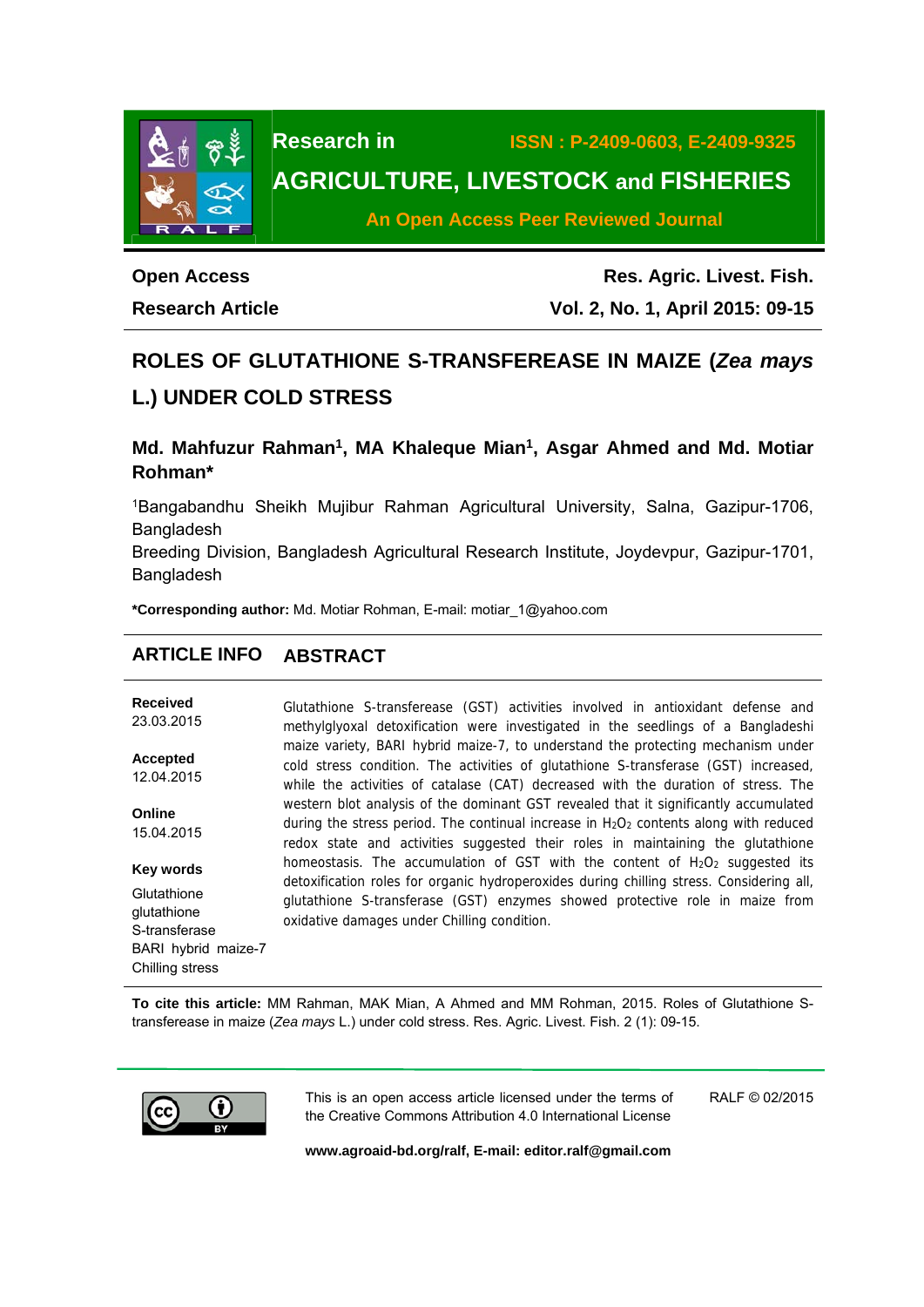Research in AGRICULTURE, LIVESTOCK and FISHERIES

ISSN : P-2409-0603, E-2409-9325

An Open Access Peer Reviewed Journal

**Open Access**

**Research Article**

**Res. Agric. Livest. Fish.**

**Vol. 2, No. 1, April 2015: 09-15**

# ROLES OF GLUTATHIONE S-TRANSFEREASE IN MAIZE (*Zea mays* L.) UNDER COLD STRESS

**Md. Mahfuzur Rahman[1], MA Khaleque Mian[1], Asgar Ahmed and Md. Motiar Rohman***

[1]Bangabandhu Sheikh Mujibur Rahman Agricultural University, Salna, Gazipur-1706, Bangladesh

Breeding Division, Bangladesh Agricultural Research Institute, Joydevpur, Gazipur-1701, Bangladesh

**\*Corresponding author:** Md. Motiar Rohman, E-mail: motiar_1@yahoo.com

## ARTICLE INFO

**Received**
23.03.2015

**Accepted**
12.04.2015

**Online**
15.04.2015

**Key words**

Glutathione
glutathione S-transferase
BARI hybrid maize-7
Chilling stress

## ABSTRACT

Glutathione S-transferease (GST) activities involved in antioxidant defense and methylglyoxal detoxification were investigated in the seedlings of a Bangladeshi maize variety, BARI hybrid maize-7, to understand the protecting mechanism under cold stress condition. The activities of glutathione S-transferase (GST) increased, while the activities of catalase (CAT) decreased with the duration of stress. The western blot analysis of the dominant GST revealed that it significantly accumulated during the stress period. The continual increase in $H_2O_2$ contents along with reduced redox state and activities suggested their roles in maintaining the glutathione homeostasis. The accumulation of GST with the content of $H_2O_2$ suggested its detoxification roles for organic hydroperoxides during chilling stress. Considering all, glutathione S-transferase (GST) enzymes showed protective role in maize from oxidative damages under Chilling condition.

**To cite this article:** MM Rahman, MAK Mian, A Ahmed and MM Rohman, 2015. Roles of Glutathione S-transferease in maize (*Zea mays* L.) under cold stress. Res. Agric. Livest. Fish. 2 (1): 09-15.

This is an open access article licensed under the terms of the Creative Commons Attribution 4.0 International License

RALF © 02/2015

**www.agroaid-bd.org/ralf, E-mail: editor.ralf@gmail.com**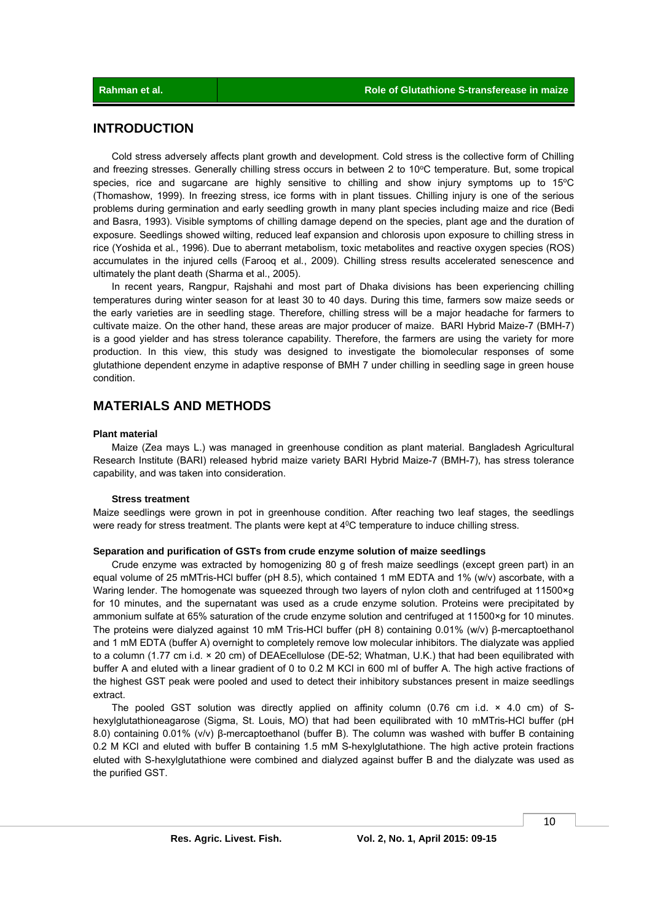## INTRODUCTION

Cold stress adversely affects plant growth and development. Cold stress is the collective form of Chilling and freezing stresses. Generally chilling stress occurs in between 2 to 10$^{o}$C temperature. But, some tropical species, rice and sugarcane are highly sensitive to chilling and show injury symptoms up to 15$^{o}$C (Thomashow, 1999). In freezing stress, ice forms with in plant tissues. Chilling injury is one of the serious problems during germination and early seedling growth in many plant species including maize and rice (Bedi and Basra, 1993). Visible symptoms of chilling damage depend on the species, plant age and the duration of exposure. Seedlings showed wilting, reduced leaf expansion and chlorosis upon exposure to chilling stress in rice (Yoshida et al*.*, 1996). Due to aberrant metabolism, toxic metabolites and reactive oxygen species (ROS) accumulates in the injured cells (Farooq et al*.*, 2009). Chilling stress results accelerated senescence and ultimately the plant death (Sharma et al., 2005).

In recent years, Rangpur, Rajshahi and most part of Dhaka divisions has been experiencing chilling temperatures during winter season for at least 30 to 40 days. During this time, farmers sow maize seeds or the early varieties are in seedling stage. Therefore, chilling stress will be a major headache for farmers to cultivate maize. On the other hand, these areas are major producer of maize. BARI Hybrid Maize-7 (BMH-7) is a good yielder and has stress tolerance capability. Therefore, the farmers are using the variety for more production. In this view, this study was designed to investigate the biomolecular responses of some glutathione dependent enzyme in adaptive response of BMH 7 under chilling in seedling sage in green house condition.

## MATERIALS AND METHODS

### Plant material

Maize (Zea mays L.) was managed in greenhouse condition as plant material. Bangladesh Agricultural Research Institute (BARI) released hybrid maize variety BARI Hybrid Maize-7 (BMH-7), has stress tolerance capability, and was taken into consideration.

### Stress treatment

Maize seedlings were grown in pot in greenhouse condition. After reaching two leaf stages, the seedlings were ready for stress treatment. The plants were kept at 4$^{0}$C temperature to induce chilling stress.

### Separation and purification of GSTs from crude enzyme solution of maize seedlings

Crude enzyme was extracted by homogenizing 80 g of fresh maize seedlings (except green part) in an equal volume of 25 mMTris-HCl buffer (pH 8.5), which contained 1 mM EDTA and 1% (w/v) ascorbate, with a Waring lender. The homogenate was squeezed through two layers of nylon cloth and centrifuged at 11500×g for 10 minutes, and the supernatant was used as a crude enzyme solution. Proteins were precipitated by ammonium sulfate at 65% saturation of the crude enzyme solution and centrifuged at 11500×g for 10 minutes. The proteins were dialyzed against 10 mM Tris-HCl buffer (pH 8) containing 0.01% (w/v) β-mercaptoethanol and 1 mM EDTA (buffer A) overnight to completely remove low molecular inhibitors. The dialyzate was applied to a column (1.77 cm i.d. × 20 cm) of DEAEcellulose (DE-52; Whatman, U.K.) that had been equilibrated with buffer A and eluted with a linear gradient of 0 to 0.2 M KCl in 600 ml of buffer A. The high active fractions of the highest GST peak were pooled and used to detect their inhibitory substances present in maize seedlings extract.

The pooled GST solution was directly applied on affinity column (0.76 cm i.d. × 4.0 cm) of S-hexylglutathioneagarose (Sigma, St. Louis, MO) that had been equilibrated with 10 mMTris-HCl buffer (pH 8.0) containing 0.01% (v/v) β-mercaptoethanol (buffer B). The column was washed with buffer B containing 0.2 M KCl and eluted with buffer B containing 1.5 mM S-hexylglutathione. The high active protein fractions eluted with S-hexylglutathione were combined and dialyzed against buffer B and the dialyzate was used as the purified GST.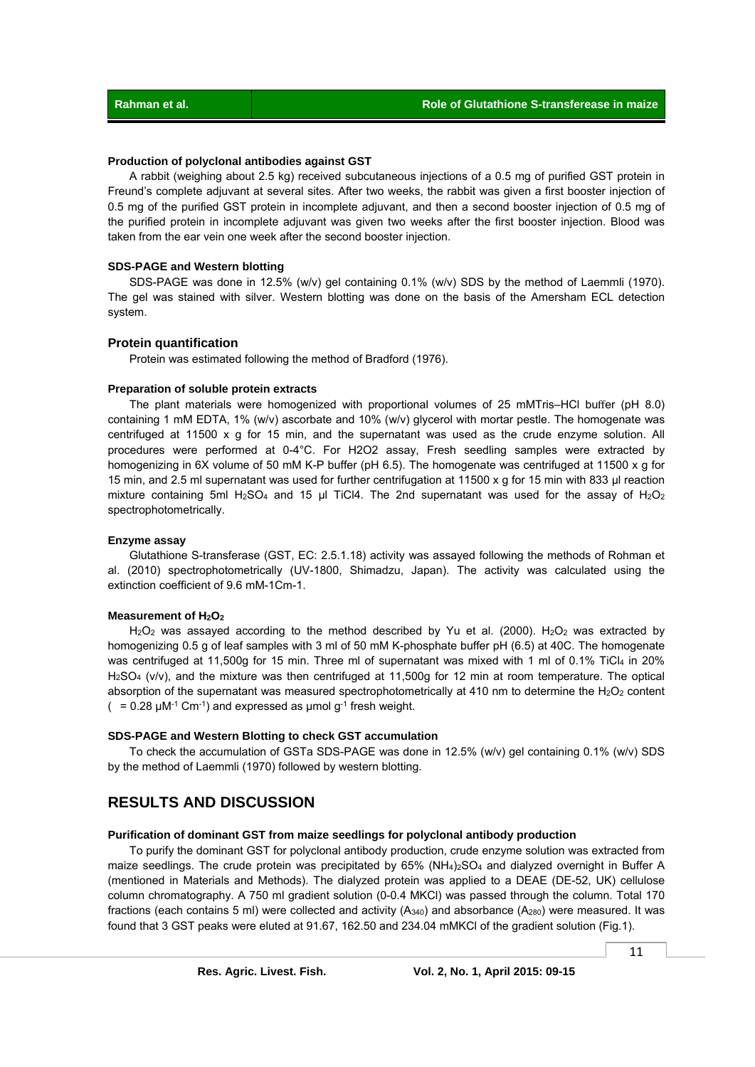### Production of polyclonal antibodies against GST

A rabbit (weighing about 2.5 kg) received subcutaneous injections of a 0.5 mg of purified GST protein in Freund's complete adjuvant at several sites. After two weeks, the rabbit was given a first booster injection of 0.5 mg of the purified GST protein in incomplete adjuvant, and then a second booster injection of 0.5 mg of the purified protein in incomplete adjuvant was given two weeks after the first booster injection. Blood was taken from the ear vein one week after the second booster injection.

### SDS-PAGE and Western blotting

SDS-PAGE was done in 12.5% (w/v) gel containing 0.1% (w/v) SDS by the method of Laemmli (1970). The gel was stained with silver. Western blotting was done on the basis of the Amersham ECL detection system.

## Protein quantification

Protein was estimated following the method of Bradford (1976).

### Preparation of soluble protein extracts

The plant materials were homogenized with proportional volumes of 25 mMTris–HCl buffer (pH 8.0) containing 1 mM EDTA, 1% (w/v) ascorbate and 10% (w/v) glycerol with mortar pestle. The homogenate was centrifuged at 11500 x g for 15 min, and the supernatant was used as the crude enzyme solution. All procedures were performed at 0-4°C. For H2O2 assay, Fresh seedling samples were extracted by homogenizing in 6X volume of 50 mM K-P buffer (pH 6.5). The homogenate was centrifuged at 11500 x g for 15 min, and 2.5 ml supernatant was used for further centrifugation at 11500 x g for 15 min with 833 µl reaction mixture containing 5ml $H_2SO_4$ and 15 µl TiCl4. The 2nd supernatant was used for the assay of $H_2O_2$ spectrophotometrically.

### Enzyme assay

Glutathione S-transferase (GST, EC: 2.5.1.18) activity was assayed following the methods of Rohman et al. (2010) spectrophotometrically (UV-1800, Shimadzu, Japan). The activity was calculated using the extinction coefficient of 9.6 mM-1Cm-1.

### Measurement of $H_2O_2$

$H_2O_2$ was assayed according to the method described by Yu et al. (2000). $H_2O_2$ was extracted by homogenizing 0.5 g of leaf samples with 3 ml of 50 mM K-phosphate buffer pH (6.5) at 40C. The homogenate was centrifuged at 11,500g for 15 min. Three ml of supernatant was mixed with 1 ml of 0.1% $TiCl_4$ in 20% $H_2SO_4$ (v/v), and the mixture was then centrifuged at 11,500g for 12 min at room temperature. The optical absorption of the supernatant was measured spectrophotometrically at 410 nm to determine the $H_2O_2$ content ( = 0.28 $\mu M^{-1}$ $Cm^{-1}$) and expressed as µmol $g^{-1}$ fresh weight.

### SDS-PAGE and Western Blotting to check GST accumulation

To check the accumulation of GSTa SDS-PAGE was done in 12.5% (w/v) gel containing 0.1% (w/v) SDS by the method of Laemmli (1970) followed by western blotting.

# RESULTS AND DISCUSSION

### Purification of dominant GST from maize seedlings for polyclonal antibody production

To purify the dominant GST for polyclonal antibody production, crude enzyme solution was extracted from maize seedlings. The crude protein was precipitated by 65% $(NH_4)_2SO_4$ and dialyzed overnight in Buffer A (mentioned in Materials and Methods). The dialyzed protein was applied to a DEAE (DE-52, UK) cellulose column chromatography. A 750 ml gradient solution (0-0.4 MKCl) was passed through the column. Total 170 fractions (each contains 5 ml) were collected and activity ($A_{340}$) and absorbance ($A_{280}$) were measured. It was found that 3 GST peaks were eluted at 91.67, 162.50 and 234.04 mMKCl of the gradient solution (Fig.1).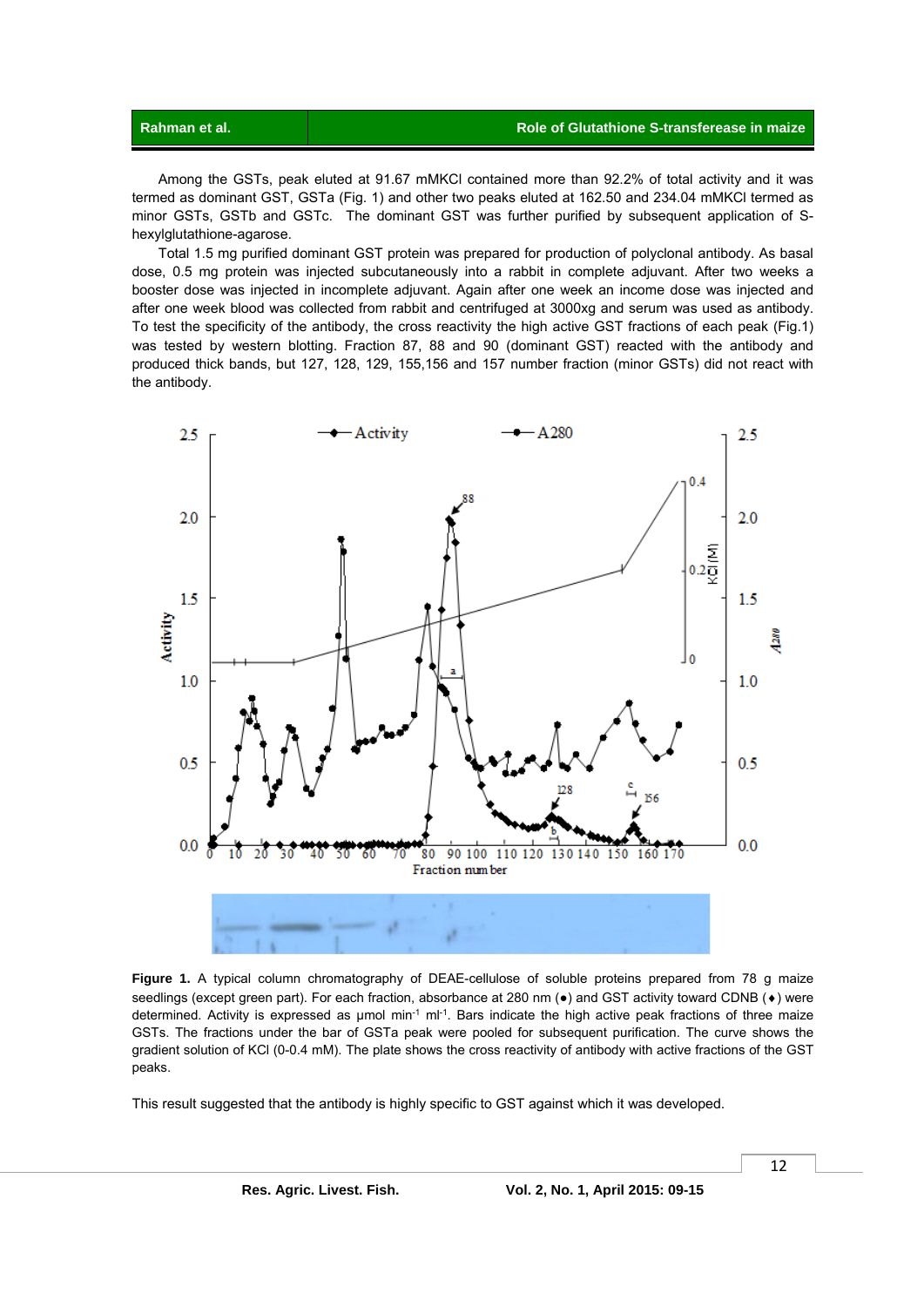Among the GSTs, peak eluted at 91.67 mMKCl contained more than 92.2% of total activity and it was termed as dominant GST, GSTa (Fig. 1) and other two peaks eluted at 162.50 and 234.04 mMKCl termed as minor GSTs, GSTb and GSTc. The dominant GST was further purified by subsequent application of S-hexylglutathione-agarose.

Total 1.5 mg purified dominant GST protein was prepared for production of polyclonal antibody. As basal dose, 0.5 mg protein was injected subcutaneously into a rabbit in complete adjuvant. After two weeks a booster dose was injected in incomplete adjuvant. Again after one week an income dose was injected and after one week blood was collected from rabbit and centrifuged at 3000xg and serum was used as antibody. To test the specificity of the antibody, the cross reactivity the high active GST fractions of each peak (Fig.1) was tested by western blotting. Fraction 87, 88 and 90 (dominant GST) reacted with the antibody and produced thick bands, but 127, 128, 129, 155,156 and 157 number fraction (minor GSTs) did not react with the antibody.

**Figure 1.** A typical column chromatography of DEAE-cellulose of soluble proteins prepared from 78 g maize seedlings (except green part). For each fraction, absorbance at 280 nm (●) and GST activity toward CDNB (♦) were determined. Activity is expressed as µmol min$^{-1}$ ml$^{-1}$. Bars indicate the high active peak fractions of three maize GSTs. The fractions under the bar of GSTa peak were pooled for subsequent purification. The curve shows the gradient solution of KCl (0-0.4 mM). The plate shows the cross reactivity of antibody with active fractions of the GST peaks.

This result suggested that the antibody is highly specific to GST against which it was developed.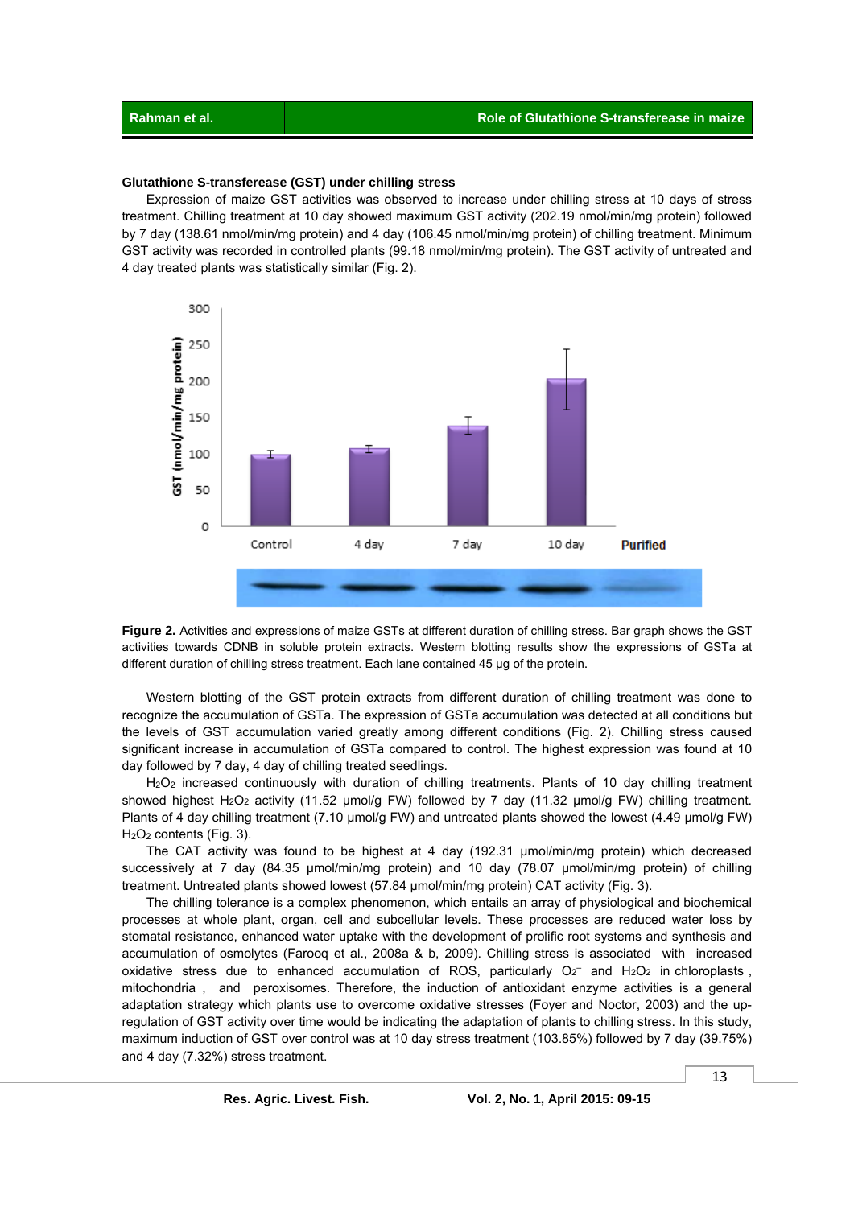### Glutathione S-transferase (GST) under chilling stress

Expression of maize GST activities was observed to increase under chilling stress at 10 days of stress treatment. Chilling treatment at 10 day showed maximum GST activity (202.19 nmol/min/mg protein) followed by 7 day (138.61 nmol/min/mg protein) and 4 day (106.45 nmol/min/mg protein) of chilling treatment. Minimum GST activity was recorded in controlled plants (99.18 nmol/min/mg protein). The GST activity of untreated and 4 day treated plants was statistically similar (Fig. 2).

**Figure 2.** Activities and expressions of maize GSTs at different duration of chilling stress. Bar graph shows the GST activities towards CDNB in soluble protein extracts. Western blotting results show the expressions of GSTa at different duration of chilling stress treatment. Each lane contained 45 µg of the protein.

Western blotting of the GST protein extracts from different duration of chilling treatment was done to recognize the accumulation of GSTa. The expression of GSTa accumulation was detected at all conditions but the levels of GST accumulation varied greatly among different conditions (Fig. 2). Chilling stress caused significant increase in accumulation of GSTa compared to control. The highest expression was found at 10 day followed by 7 day, 4 day of chilling treated seedlings.

$H_2O_2$ increased continuously with duration of chilling treatments. Plants of 10 day chilling treatment showed highest $H_2O_2$ activity (11.52 µmol/g FW) followed by 7 day (11.32 µmol/g FW) chilling treatment. Plants of 4 day chilling treatment (7.10 µmol/g FW) and untreated plants showed the lowest (4.49 µmol/g FW) $H_2O_2$ contents (Fig. 3).

The CAT activity was found to be highest at 4 day (192.31 µmol/min/mg protein) which decreased successively at 7 day (84.35 µmol/min/mg protein) and 10 day (78.07 µmol/min/mg protein) of chilling treatment. Untreated plants showed lowest (57.84 µmol/min/mg protein) CAT activity (Fig. 3).

The chilling tolerance is a complex phenomenon, which entails an array of physiological and biochemical processes at whole plant, organ, cell and subcellular levels. These processes are reduced water loss by stomatal resistance, enhanced water uptake with the development of prolific root systems and synthesis and accumulation of osmolytes (Farooq et al., 2008a & b, 2009). Chilling stress is associated with increased oxidative stress due to enhanced accumulation of ROS, particularly $O_2^-$ and $H_2O_2$ in chloroplasts , mitochondria , and peroxisomes. Therefore, the induction of antioxidant enzyme activities is a general adaptation strategy which plants use to overcome oxidative stresses (Foyer and Noctor, 2003) and the up-regulation of GST activity over time would be indicating the adaptation of plants to chilling stress. In this study, maximum induction of GST over control was at 10 day stress treatment (103.85%) followed by 7 day (39.75%) and 4 day (7.32%) stress treatment.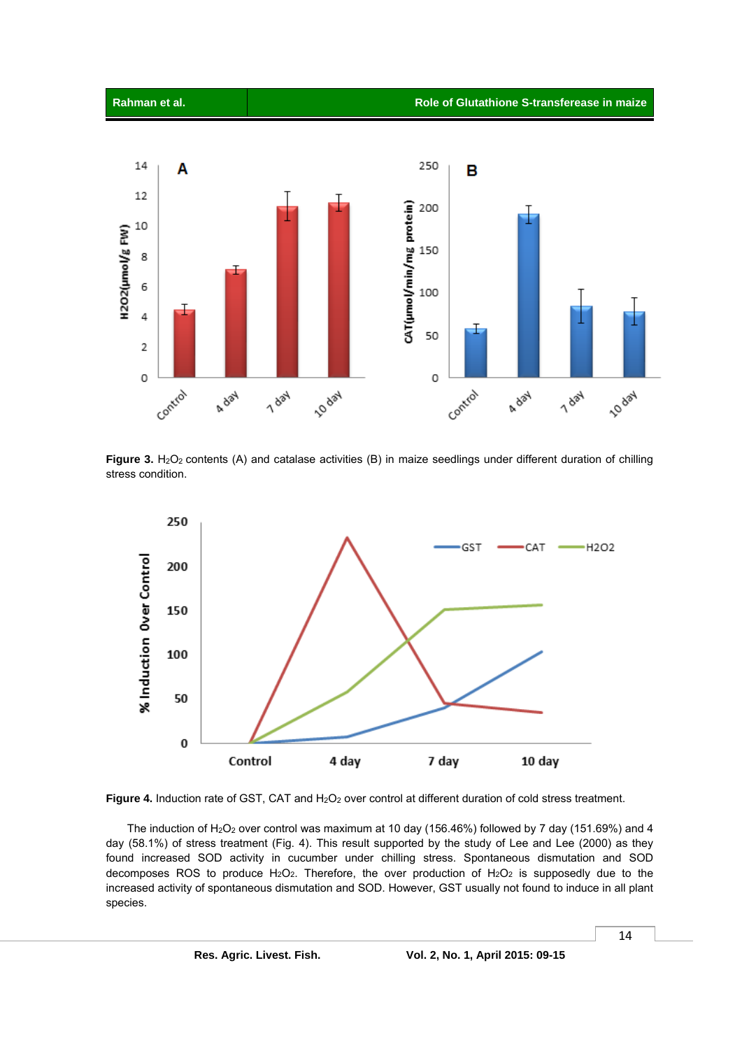**Figure 3.** $H_2O_2$ contents (A) and catalase activities (B) in maize seedlings under different duration of chilling stress condition.

**Figure 4.** Induction rate of GST, CAT and $H_2O_2$ over control at different duration of cold stress treatment.

The induction of $H_2O_2$ over control was maximum at 10 day (156.46%) followed by 7 day (151.69%) and 4 day (58.1%) of stress treatment (Fig. 4). This result supported by the study of Lee and Lee (2000) as they found increased SOD activity in cucumber under chilling stress. Spontaneous dismutation and SOD decomposes ROS to produce $H_2O_2$. Therefore, the over production of $H_2O_2$ is supposedly due to the increased activity of spontaneous dismutation and SOD. However, GST usually not found to induce in all plant species.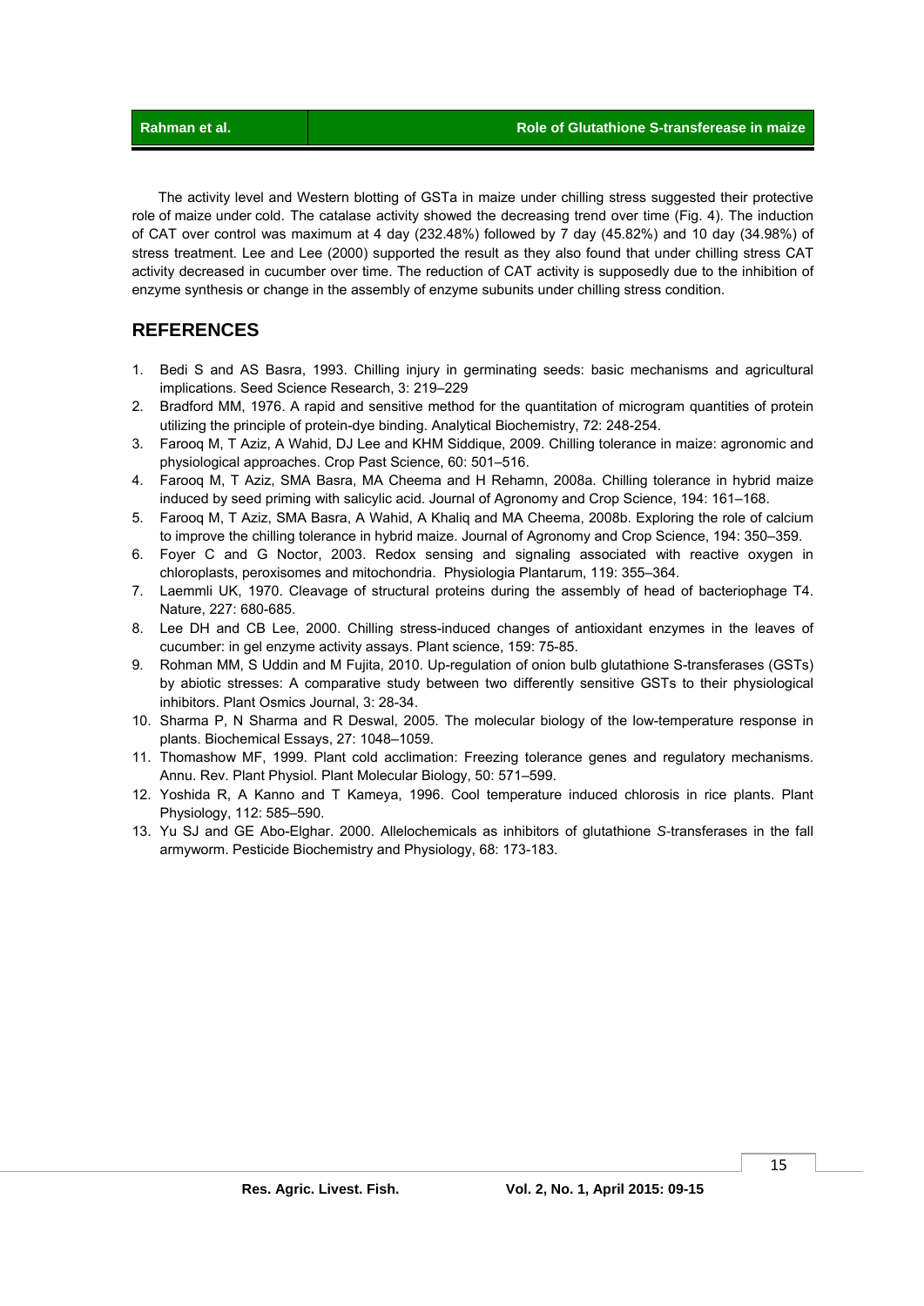The activity level and Western blotting of GSTa in maize under chilling stress suggested their protective role of maize under cold. The catalase activity showed the decreasing trend over time (Fig. 4). The induction of CAT over control was maximum at 4 day (232.48%) followed by 7 day (45.82%) and 10 day (34.98%) of stress treatment. Lee and Lee (2000) supported the result as they also found that under chilling stress CAT activity decreased in cucumber over time. The reduction of CAT activity is supposedly due to the inhibition of enzyme synthesis or change in the assembly of enzyme subunits under chilling stress condition.

## REFERENCES

1. Bedi S and AS Basra, 1993. Chilling injury in germinating seeds: basic mechanisms and agricultural implications. Seed Science Research, 3: 219–229
2. Bradford MM, 1976. A rapid and sensitive method for the quantitation of microgram quantities of protein utilizing the principle of protein-dye binding. Analytical Biochemistry, 72: 248-254.
3. Farooq M, T Aziz, A Wahid, DJ Lee and KHM Siddique, 2009. Chilling tolerance in maize: agronomic and physiological approaches. Crop Past Science, 60: 501–516.
4. Farooq M, T Aziz, SMA Basra, MA Cheema and H Rehamn, 2008a. Chilling tolerance in hybrid maize induced by seed priming with salicylic acid. Journal of Agronomy and Crop Science, 194: 161–168.
5. Farooq M, T Aziz, SMA Basra, A Wahid, A Khaliq and MA Cheema, 2008b. Exploring the role of calcium to improve the chilling tolerance in hybrid maize. Journal of Agronomy and Crop Science, 194: 350–359.
6. Foyer C and G Noctor, 2003. Redox sensing and signaling associated with reactive oxygen in chloroplasts, peroxisomes and mitochondria. Physiologia Plantarum, 119: 355–364.
7. Laemmli UK, 1970. Cleavage of structural proteins during the assembly of head of bacteriophage T4. Nature, 227: 680-685.
8. Lee DH and CB Lee, 2000. Chilling stress-induced changes of antioxidant enzymes in the leaves of cucumber: in gel enzyme activity assays. Plant science, 159: 75-85.
9. Rohman MM, S Uddin and M Fujita, 2010. Up-regulation of onion bulb glutathione S-transferases (GSTs) by abiotic stresses: A comparative study between two differently sensitive GSTs to their physiological inhibitors. Plant Osmics Journal, 3: 28-34.
10. Sharma P, N Sharma and R Deswal, 2005. The molecular biology of the low-temperature response in plants. Biochemical Essays, 27: 1048–1059.
11. Thomashow MF, 1999. Plant cold acclimation: Freezing tolerance genes and regulatory mechanisms. Annu. Rev. Plant Physiol. Plant Molecular Biology, 50: 571–599.
12. Yoshida R, A Kanno and T Kameya, 1996. Cool temperature induced chlorosis in rice plants. Plant Physiology, 112: 585–590.
13. Yu SJ and GE Abo-Elghar. 2000. Allelochemicals as inhibitors of glutathione *S*-transferases in the fall armyworm. Pesticide Biochemistry and Physiology, 68: 173-183.